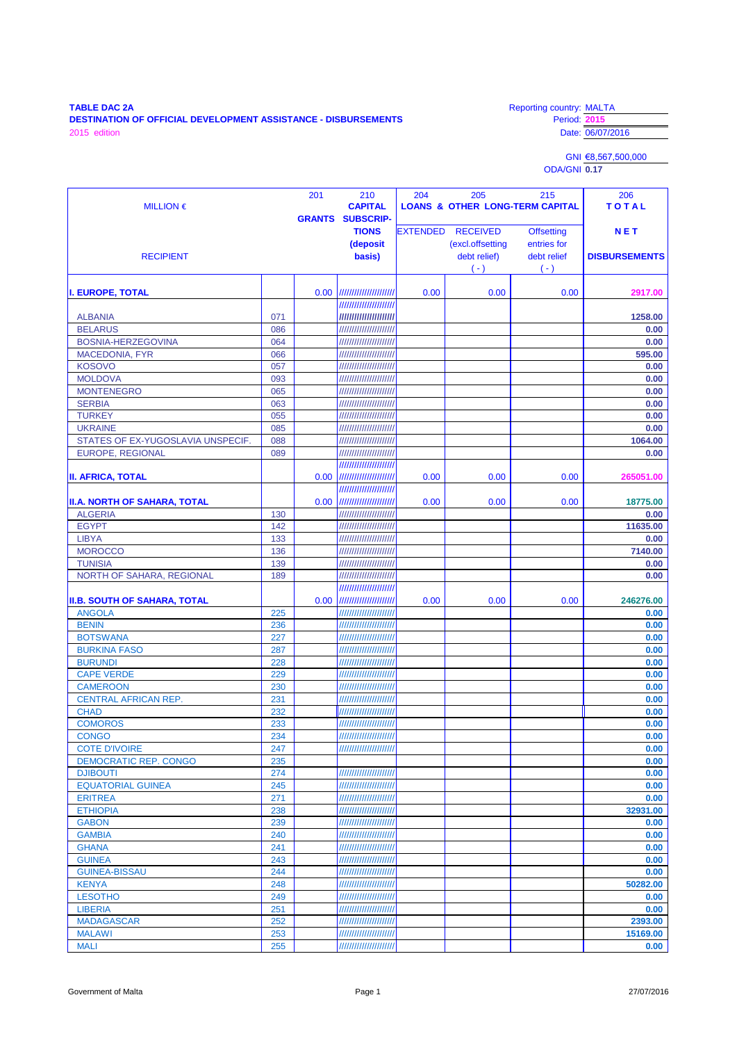**TABLE DAC 2A**
**DESTINATION OF OFFICIAL DEVELOPMENT ASSISTANCE - DISBURSEMENTS**
2015 edition

Reporting country: MALTA
Period: **2015**
Date: 06/07/2016

GNI €8,567,500,000
ODA/GNI **0.17**

| MILLION € / RECIPIENT | | 201 GRANTS | 210 CAPITAL SUBSCRIP-TIONS (deposit basis) | 204 LOANS & OTHER LONG-TERM CAPITAL EXTENDED | 205 RECEIVED (excl.offsetting debt relief) ( - ) | 215 Offsetting entries for debt relief ( - ) | 206 TOTAL NET DISBURSEMENTS |
|---|---|---|---|---|---|---|---|
| **I. EUROPE, TOTAL** | | 0.00 | ////////////////////// | 0.00 | 0.00 | 0.00 | **2917.00** |
| ALBANIA | 071 | | ////////////////////// | | | | **1258.00** |
| BELARUS | 086 | | ////////////////////// | | | | **0.00** |
| BOSNIA-HERZEGOVINA | 064 | | ////////////////////// | | | | **0.00** |
| MACEDONIA, FYR | 066 | | ////////////////////// | | | | **595.00** |
| KOSOVO | 057 | | ////////////////////// | | | | **0.00** |
| MOLDOVA | 093 | | ////////////////////// | | | | **0.00** |
| MONTENEGRO | 065 | | ////////////////////// | | | | **0.00** |
| SERBIA | 063 | | ////////////////////// | | | | **0.00** |
| TURKEY | 055 | | ////////////////////// | | | | **0.00** |
| UKRAINE | 085 | | ////////////////////// | | | | **0.00** |
| STATES OF EX-YUGOSLAVIA UNSPECIF. | 088 | | ////////////////////// | | | | **1064.00** |
| EUROPE, REGIONAL | 089 | | ////////////////////// | | | | **0.00** |
| **II. AFRICA, TOTAL** | | 0.00 | ////////////////////// | 0.00 | 0.00 | 0.00 | **265051.00** |
| **II.A. NORTH OF SAHARA, TOTAL** | | 0.00 | ////////////////////// | 0.00 | 0.00 | 0.00 | **18775.00** |
| ALGERIA | 130 | | ////////////////////// | | | | **0.00** |
| EGYPT | 142 | | ////////////////////// | | | | **11635.00** |
| LIBYA | 133 | | ////////////////////// | | | | **0.00** |
| MOROCCO | 136 | | ////////////////////// | | | | **7140.00** |
| TUNISIA | 139 | | ////////////////////// | | | | **0.00** |
| NORTH OF SAHARA, REGIONAL | 189 | | ////////////////////// | | | | **0.00** |
| **II.B. SOUTH OF SAHARA, TOTAL** | | 0.00 | ////////////////////// | 0.00 | 0.00 | 0.00 | **246276.00** |
| ANGOLA | 225 | | ////////////////////// | | | | **0.00** |
| BENIN | 236 | | ////////////////////// | | | | **0.00** |
| BOTSWANA | 227 | | ////////////////////// | | | | **0.00** |
| BURKINA FASO | 287 | | ////////////////////// | | | | **0.00** |
| BURUNDI | 228 | | ////////////////////// | | | | **0.00** |
| CAPE VERDE | 229 | | ////////////////////// | | | | **0.00** |
| CAMEROON | 230 | | ////////////////////// | | | | **0.00** |
| CENTRAL AFRICAN REP. | 231 | | ////////////////////// | | | | **0.00** |
| CHAD | 232 | | ////////////////////// | | | | **0.00** |
| COMOROS | 233 | | ////////////////////// | | | | **0.00** |
| CONGO | 234 | | ////////////////////// | | | | **0.00** |
| COTE D'IVOIRE | 247 | | ////////////////////// | | | | **0.00** |
| DEMOCRATIC REP. CONGO | 235 | | | | | | **0.00** |
| DJIBOUTI | 274 | | ////////////////////// | | | | **0.00** |
| EQUATORIAL GUINEA | 245 | | ////////////////////// | | | | **0.00** |
| ERITREA | 271 | | ////////////////////// | | | | **0.00** |
| ETHIOPIA | 238 | | ////////////////////// | | | | **32931.00** |
| GABON | 239 | | ////////////////////// | | | | **0.00** |
| GAMBIA | 240 | | ////////////////////// | | | | **0.00** |
| GHANA | 241 | | ////////////////////// | | | | **0.00** |
| GUINEA | 243 | | ////////////////////// | | | | **0.00** |
| GUINEA-BISSAU | 244 | | ////////////////////// | | | | **0.00** |
| KENYA | 248 | | ////////////////////// | | | | **50282.00** |
| LESOTHO | 249 | | ////////////////////// | | | | **0.00** |
| LIBERIA | 251 | | ////////////////////// | | | | **0.00** |
| MADAGASCAR | 252 | | ////////////////////// | | | | **2393.00** |
| MALAWI | 253 | | ////////////////////// | | | | **15169.00** |
| MALI | 255 | | ////////////////////// | | | | **0.00** |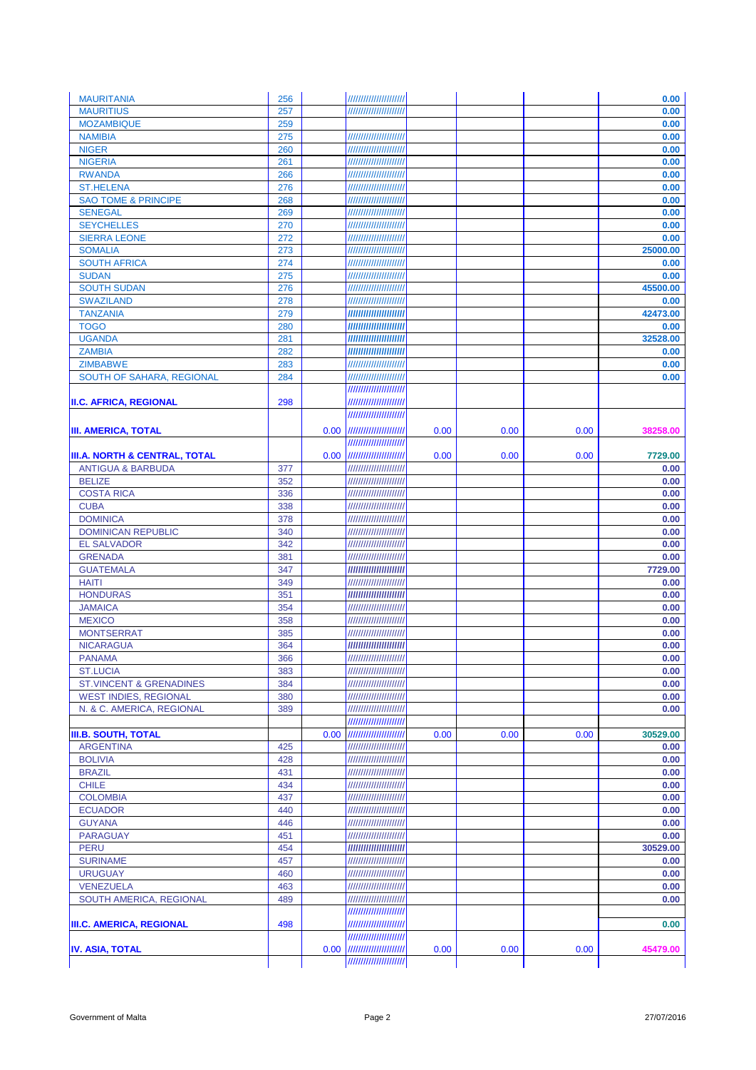| | | | | | | | |
|---|---|---|---|---|---|---|---|
| MAURITANIA | 256 | | //////////////////// | | | | 0.00 |
| MAURITIUS | 257 | | //////////////////// | | | | 0.00 |
| MOZAMBIQUE | 259 | | | | | | 0.00 |
| NAMIBIA | 275 | | //////////////////// | | | | 0.00 |
| NIGER | 260 | | //////////////////// | | | | 0.00 |
| NIGERIA | 261 | | //////////////////// | | | | 0.00 |
| RWANDA | 266 | | //////////////////// | | | | 0.00 |
| ST.HELENA | 276 | | //////////////////// | | | | 0.00 |
| SAO TOME & PRINCIPE | 268 | | //////////////////// | | | | 0.00 |
| SENEGAL | 269 | | //////////////////// | | | | 0.00 |
| SEYCHELLES | 270 | | //////////////////// | | | | 0.00 |
| SIERRA LEONE | 272 | | //////////////////// | | | | 0.00 |
| SOMALIA | 273 | | //////////////////// | | | | 25000.00 |
| SOUTH AFRICA | 274 | | //////////////////// | | | | 0.00 |
| SUDAN | 275 | | //////////////////// | | | | 0.00 |
| SOUTH SUDAN | 276 | | //////////////////// | | | | 45500.00 |
| SWAZILAND | 278 | | //////////////////// | | | | 0.00 |
| TANZANIA | 279 | | //////////////////// | | | | 42473.00 |
| TOGO | 280 | | //////////////////// | | | | 0.00 |
| UGANDA | 281 | | //////////////////// | | | | 32528.00 |
| ZAMBIA | 282 | | //////////////////// | | | | 0.00 |
| ZIMBABWE | 283 | | //////////////////// | | | | 0.00 |
| SOUTH OF SAHARA, REGIONAL | 284 | | //////////////////// | | | | 0.00 |
| **II.C. AFRICA, REGIONAL** | 298 | | //////////////////// | | | | |
| **III. AMERICA, TOTAL** | | 0.00 | //////////////////// | 0.00 | 0.00 | 0.00 | **38258.00** |
| **III.A. NORTH & CENTRAL, TOTAL** | | 0.00 | //////////////////// | 0.00 | 0.00 | 0.00 | **7729.00** |
| ANTIGUA & BARBUDA | 377 | | //////////////////// | | | | 0.00 |
| BELIZE | 352 | | //////////////////// | | | | 0.00 |
| COSTA RICA | 336 | | //////////////////// | | | | 0.00 |
| CUBA | 338 | | //////////////////// | | | | 0.00 |
| DOMINICA | 378 | | //////////////////// | | | | 0.00 |
| DOMINICAN REPUBLIC | 340 | | //////////////////// | | | | 0.00 |
| EL SALVADOR | 342 | | //////////////////// | | | | 0.00 |
| GRENADA | 381 | | //////////////////// | | | | 0.00 |
| GUATEMALA | 347 | | //////////////////// | | | | 7729.00 |
| HAITI | 349 | | //////////////////// | | | | 0.00 |
| HONDURAS | 351 | | //////////////////// | | | | 0.00 |
| JAMAICA | 354 | | //////////////////// | | | | 0.00 |
| MEXICO | 358 | | //////////////////// | | | | 0.00 |
| MONTSERRAT | 385 | | //////////////////// | | | | 0.00 |
| NICARAGUA | 364 | | //////////////////// | | | | 0.00 |
| PANAMA | 366 | | //////////////////// | | | | 0.00 |
| ST.LUCIA | 383 | | //////////////////// | | | | 0.00 |
| ST.VINCENT & GRENADINES | 384 | | //////////////////// | | | | 0.00 |
| WEST INDIES, REGIONAL | 380 | | //////////////////// | | | | 0.00 |
| N. & C. AMERICA, REGIONAL | 389 | | //////////////////// | | | | 0.00 |
| **III.B. SOUTH, TOTAL** | | 0.00 | //////////////////// | 0.00 | 0.00 | 0.00 | **30529.00** |
| ARGENTINA | 425 | | //////////////////// | | | | 0.00 |
| BOLIVIA | 428 | | //////////////////// | | | | 0.00 |
| BRAZIL | 431 | | //////////////////// | | | | 0.00 |
| CHILE | 434 | | //////////////////// | | | | 0.00 |
| COLOMBIA | 437 | | //////////////////// | | | | 0.00 |
| ECUADOR | 440 | | //////////////////// | | | | 0.00 |
| GUYANA | 446 | | //////////////////// | | | | 0.00 |
| PARAGUAY | 451 | | //////////////////// | | | | 0.00 |
| PERU | 454 | | //////////////////// | | | | 30529.00 |
| SURINAME | 457 | | //////////////////// | | | | 0.00 |
| URUGUAY | 460 | | //////////////////// | | | | 0.00 |
| VENEZUELA | 463 | | //////////////////// | | | | 0.00 |
| SOUTH AMERICA, REGIONAL | 489 | | //////////////////// | | | | 0.00 |
| **III.C. AMERICA, REGIONAL** | 498 | | //////////////////// | | | | **0.00** |
| **IV. ASIA, TOTAL** | | 0.00 | //////////////////// | 0.00 | 0.00 | 0.00 | **45479.00** |
| | | | //////////////////// | | | | |

Government of Malta 27/07/2016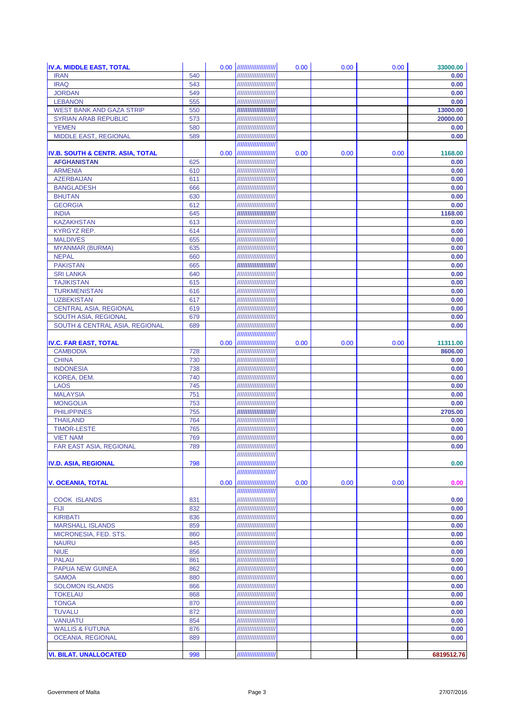| | | | | | | | |
|---|---|---|---|---|---|---|---|
| **IV.A. MIDDLE EAST, TOTAL** | | 0.00 | //////////////////// | 0.00 | 0.00 | 0.00 | 33000.00 |
| IRAN | 540 | | //////////////////// | | | | 0.00 |
| IRAQ | 543 | | //////////////////// | | | | 0.00 |
| JORDAN | 549 | | //////////////////// | | | | 0.00 |
| LEBANON | 555 | | //////////////////// | | | | 0.00 |
| WEST BANK AND GAZA STRIP | 550 | | //////////////////// | | | | 13000.00 |
| SYRIAN ARAB REPUBLIC | 573 | | //////////////////// | | | | 20000.00 |
| YEMEN | 580 | | //////////////////// | | | | 0.00 |
| MIDDLE EAST, REGIONAL | 589 | | //////////////////// | | | | 0.00 |
| **IV.B. SOUTH & CENTR. ASIA, TOTAL** | | 0.00 | //////////////////// | 0.00 | 0.00 | 0.00 | 1168.00 |
| **AFGHANISTAN** | 625 | | //////////////////// | | | | 0.00 |
| ARMENIA | 610 | | //////////////////// | | | | 0.00 |
| AZERBAIJAN | 611 | | //////////////////// | | | | 0.00 |
| BANGLADESH | 666 | | //////////////////// | | | | 0.00 |
| BHUTAN | 630 | | //////////////////// | | | | 0.00 |
| GEORGIA | 612 | | //////////////////// | | | | 0.00 |
| INDIA | 645 | | //////////////////// | | | | 1168.00 |
| KAZAKHSTAN | 613 | | //////////////////// | | | | 0.00 |
| KYRGYZ REP. | 614 | | //////////////////// | | | | 0.00 |
| MALDIVES | 655 | | //////////////////// | | | | 0.00 |
| MYANMAR (BURMA) | 635 | | //////////////////// | | | | 0.00 |
| NEPAL | 660 | | //////////////////// | | | | 0.00 |
| PAKISTAN | 665 | | //////////////////// | | | | 0.00 |
| SRI LANKA | 640 | | //////////////////// | | | | 0.00 |
| TAJIKISTAN | 615 | | //////////////////// | | | | 0.00 |
| TURKMENISTAN | 616 | | //////////////////// | | | | 0.00 |
| UZBEKISTAN | 617 | | //////////////////// | | | | 0.00 |
| CENTRAL ASIA, REGIONAL | 619 | | //////////////////// | | | | 0.00 |
| SOUTH ASIA, REGIONAL | 679 | | //////////////////// | | | | 0.00 |
| SOUTH & CENTRAL ASIA, REGIONAL | 689 | | //////////////////// | | | | 0.00 |
| **IV.C. FAR EAST, TOTAL** | | 0.00 | //////////////////// | 0.00 | 0.00 | 0.00 | 11311.00 |
| CAMBODIA | 728 | | //////////////////// | | | | 8606.00 |
| CHINA | 730 | | //////////////////// | | | | 0.00 |
| INDONESIA | 738 | | //////////////////// | | | | 0.00 |
| KOREA, DEM. | 740 | | //////////////////// | | | | 0.00 |
| LAOS | 745 | | //////////////////// | | | | 0.00 |
| MALAYSIA | 751 | | //////////////////// | | | | 0.00 |
| MONGOLIA | 753 | | //////////////////// | | | | 0.00 |
| PHILIPPINES | 755 | | //////////////////// | | | | 2705.00 |
| THAILAND | 764 | | //////////////////// | | | | 0.00 |
| TIMOR-LESTE | 765 | | //////////////////// | | | | 0.00 |
| VIET NAM | 769 | | //////////////////// | | | | 0.00 |
| FAR EAST ASIA, REGIONAL | 789 | | //////////////////// | | | | 0.00 |
| **IV.D. ASIA, REGIONAL** | 798 | | //////////////////// | | | | 0.00 |
| **V. OCEANIA, TOTAL** | | 0.00 | //////////////////// | 0.00 | 0.00 | 0.00 | 0.00 |
| COOK ISLANDS | 831 | | //////////////////// | | | | 0.00 |
| FIJI | 832 | | //////////////////// | | | | 0.00 |
| KIRIBATI | 836 | | //////////////////// | | | | 0.00 |
| MARSHALL ISLANDS | 859 | | //////////////////// | | | | 0.00 |
| MICRONESIA, FED. STS. | 860 | | //////////////////// | | | | 0.00 |
| NAURU | 845 | | //////////////////// | | | | 0.00 |
| NIUE | 856 | | //////////////////// | | | | 0.00 |
| PALAU | 861 | | //////////////////// | | | | 0.00 |
| PAPUA NEW GUINEA | 862 | | //////////////////// | | | | 0.00 |
| SAMOA | 880 | | //////////////////// | | | | 0.00 |
| SOLOMON ISLANDS | 866 | | //////////////////// | | | | 0.00 |
| TOKELAU | 868 | | //////////////////// | | | | 0.00 |
| TONGA | 870 | | //////////////////// | | | | 0.00 |
| TUVALU | 872 | | //////////////////// | | | | 0.00 |
| VANUATU | 854 | | //////////////////// | | | | 0.00 |
| WALLIS & FUTUNA | 876 | | //////////////////// | | | | 0.00 |
| OCEANIA, REGIONAL | 889 | | //////////////////// | | | | 0.00 |
| **VI. BILAT. UNALLOCATED** | 998 | | //////////////////// | | | | 6819512.76 |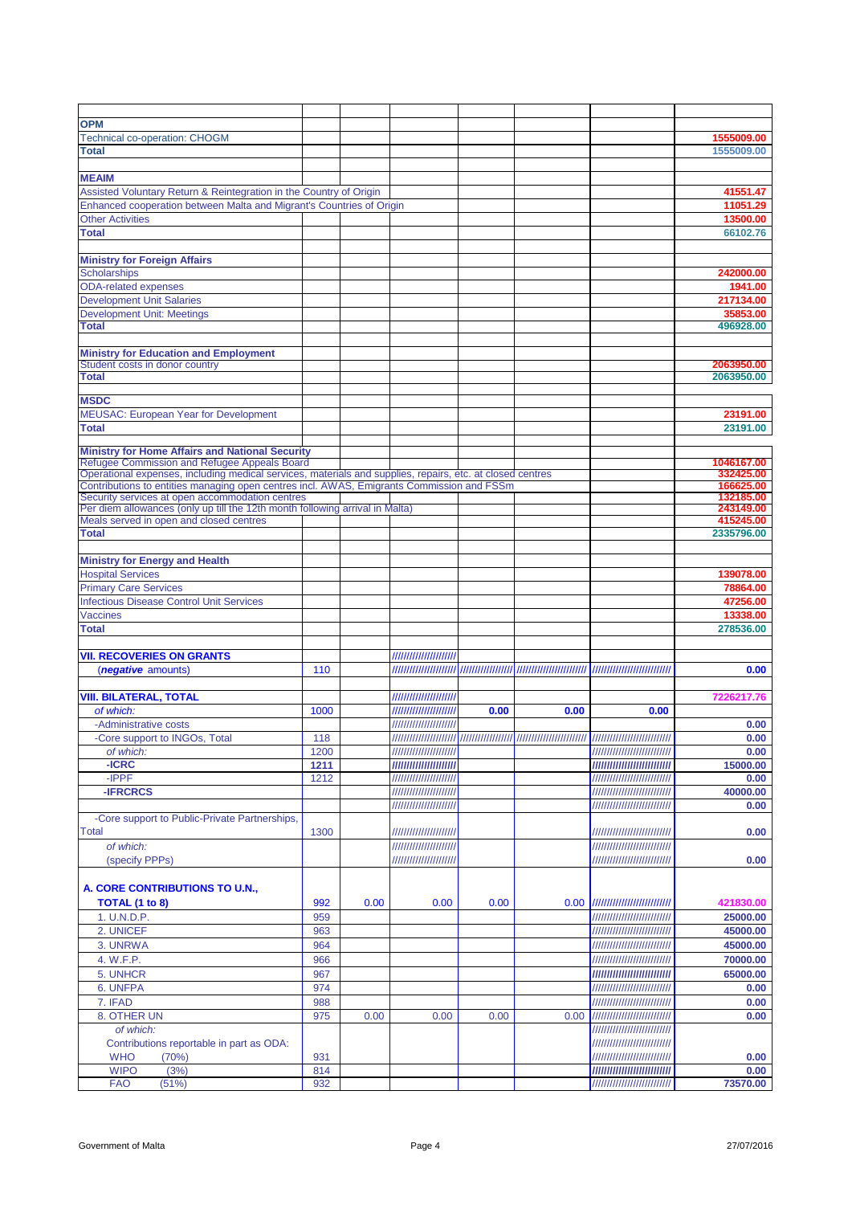| | | | | | | | |
|---|---|---|---|---|---|---|---|
| **OPM** | | | | | | | |
| Technical co-operation: CHOGM | | | | | | | 1555009.00 |
| **Total** | | | | | | | 1555009.00 |
| | | | | | | | |
| **MEAIM** | | | | | | | |
| Assisted Voluntary Return & Reintegration in the Country of Origin | | | | | | | 41551.47 |
| Enhanced cooperation between Malta and Migrant's Countries of Origin | | | | | | | 11051.29 |
| Other Activities | | | | | | | 13500.00 |
| **Total** | | | | | | | 66102.76 |
| | | | | | | | |
| **Ministry for Foreign Affairs** | | | | | | | |
| Scholarships | | | | | | | 242000.00 |
| ODA-related expenses | | | | | | | 1941.00 |
| Development Unit Salaries | | | | | | | 217134.00 |
| Development Unit: Meetings | | | | | | | 35853.00 |
| **Total** | | | | | | | 496928.00 |
| | | | | | | | |
| **Ministry for Education and Employment** | | | | | | | |
| Student costs in donor country | | | | | | | 2063950.00 |
| **Total** | | | | | | | 2063950.00 |
| | | | | | | | |
| **MSDC** | | | | | | | |
| MEUSAC: European Year for Development | | | | | | | 23191.00 |
| **Total** | | | | | | | 23191.00 |
| | | | | | | | |
| **Ministry for Home Affairs and National Security** | | | | | | | |
| Refugee Commission and Refugee Appeals Board | | | | | | | 1046167.00 |
| Operational expenses, including medical services, materials and supplies, repairs, etc. at closed centres | | | | | | | 332425.00 |
| Contributions to entities managing open centres incl. AWAS, Emigrants Commission and FSSm | | | | | | | 166625.00 |
| Security services at open accommodation centres | | | | | | | 132185.00 |
| Per diem allowances (only up till the 12th month following arrival in Malta) | | | | | | | 243149.00 |
| Meals served in open and closed centres | | | | | | | 415245.00 |
| **Total** | | | | | | | 2335796.00 |
| | | | | | | | |
| **Ministry for Energy and Health** | | | | | | | |
| Hospital Services | | | | | | | 139078.00 |
| Primary Care Services | | | | | | | 78864.00 |
| Infectious Disease Control Unit Services | | | | | | | 47256.00 |
| Vaccines | | | | | | | 13338.00 |
| **Total** | | | | | | | 278536.00 |
| | | | | | | | |
| **VII. RECOVERIES ON GRANTS** | | | //////////////////// | | | | |
| (*negative* amounts) | 110 | | //////////////////// | //////////////// | //////////////////// | //////////////////// | 0.00 |
| | | | | | | | |
| **VIII. BILATERAL, TOTAL** | | | //////////////////// | | | | 7226217.76 |
| *of which:* | 1000 | | //////////////////// | 0.00 | 0.00 | 0.00 | |
| -Administrative costs | | | //////////////////// | | | | 0.00 |
| -Core support to INGOs, Total | 118 | | //////////////////// | //////////////// | //////////////////// | //////////////////// | 0.00 |
| *of which:* | 1200 | | //////////////////// | | | //////////////////// | 0.00 |
| **-ICRC** | 1211 | | //////////////////// | | | //////////////////// | 15000.00 |
| -IPPF | 1212 | | //////////////////// | | | //////////////////// | 0.00 |
| **-IFRCRCS** | | | //////////////////// | | | //////////////////// | 40000.00 |
| | | | //////////////////// | | | //////////////////// | 0.00 |
| -Core support to Public-Private Partnerships, Total | 1300 | | //////////////////// | | | //////////////////// | 0.00 |
| *of which:* | | | //////////////////// | | | //////////////////// | |
| (specify PPPs) | | | //////////////////// | | | //////////////////// | 0.00 |
| | | | | | | | |
| **A. CORE CONTRIBUTIONS TO U.N., TOTAL (1 to 8)** | 992 | 0.00 | 0.00 | 0.00 | 0.00 | //////////////////// | 421830.00 |
| 1. U.N.D.P. | 959 | | | | | //////////////////// | 25000.00 |
| 2. UNICEF | 963 | | | | | //////////////////// | 45000.00 |
| 3. UNRWA | 964 | | | | | //////////////////// | 45000.00 |
| 4. W.F.P. | 966 | | | | | //////////////////// | 70000.00 |
| 5. UNHCR | 967 | | | | | //////////////////// | 65000.00 |
| 6. UNFPA | 974 | | | | | //////////////////// | 0.00 |
| 7. IFAD | 988 | | | | | //////////////////// | 0.00 |
| 8. OTHER UN | 975 | 0.00 | 0.00 | 0.00 | 0.00 | //////////////////// | 0.00 |
| *of which:* | | | | | | //////////////////// | |
| Contributions reportable in part as ODA: | | | | | | //////////////////// | |
| WHO (70%) | 931 | | | | | //////////////////// | 0.00 |
| WIPO (3%) | 814 | | | | | //////////////////// | 0.00 |
| FAO (51%) | 932 | | | | | //////////////////// | 73570.00 |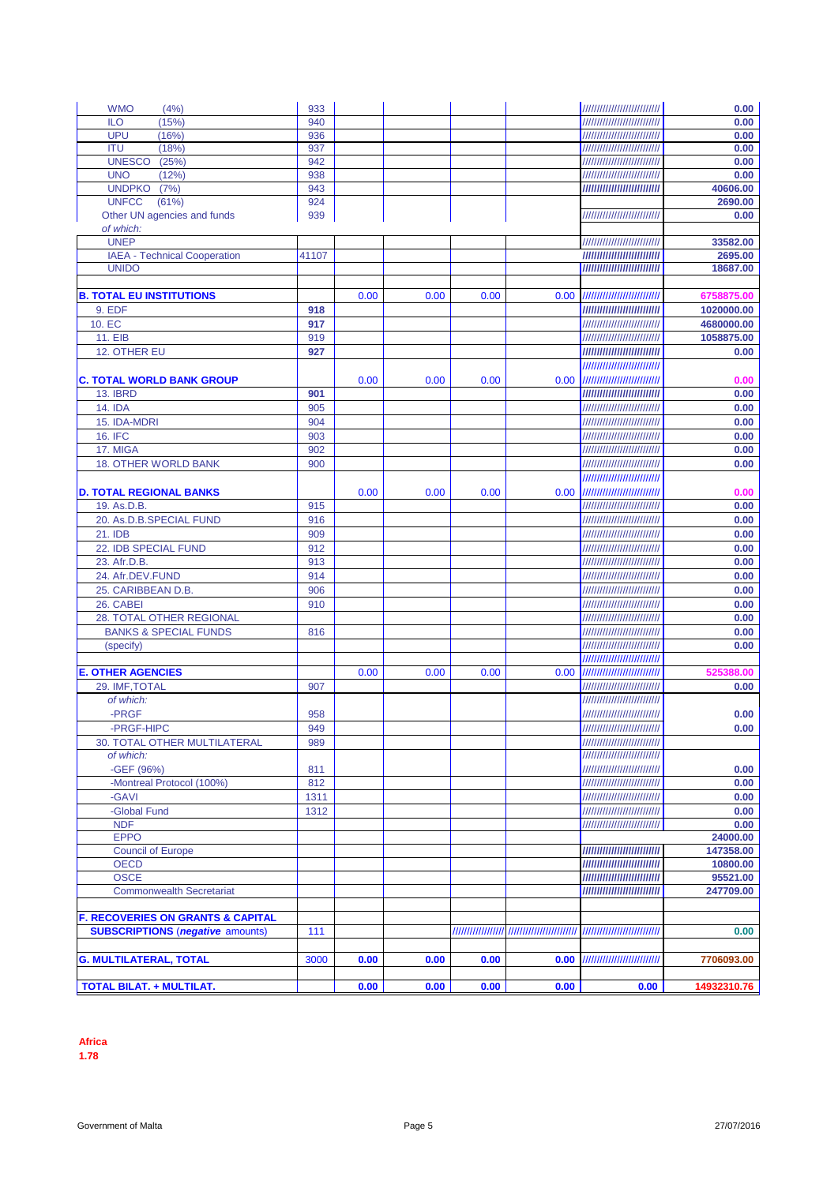| | | | | | | | |
|---|---|---|---|---|---|---|---|
| WMO (4%) | 933 | | | | | ////////////////////////// | 0.00 |
| ILO (15%) | 940 | | | | | ////////////////////////// | 0.00 |
| UPU (16%) | 936 | | | | | ////////////////////////// | 0.00 |
| ITU (18%) | 937 | | | | | ////////////////////////// | 0.00 |
| UNESCO (25%) | 942 | | | | | ////////////////////////// | 0.00 |
| UNO (12%) | 938 | | | | | ////////////////////////// | 0.00 |
| UNDPKO (7%) | 943 | | | | | ////////////////////////// | 40606.00 |
| UNFCC (61%) | 924 | | | | | | 2690.00 |
| Other UN agencies and funds | 939 | | | | | ////////////////////////// | 0.00 |
| *of which:* | | | | | | | |
| UNEP | | | | | | ////////////////////////// | 33582.00 |
| IAEA - Technical Cooperation | 41107 | | | | | ////////////////////////// | 2695.00 |
| UNIDO | | | | | | ////////////////////////// | 18687.00 |
| | | | | | | | |
| **B. TOTAL EU INSTITUTIONS** | | 0.00 | 0.00 | 0.00 | 0.00 | ////////////////////////// | 6758875.00 |
| 9. EDF | **918** | | | | | ////////////////////////// | 1020000.00 |
| 10. EC | **917** | | | | | ////////////////////////// | 4680000.00 |
| 11. EIB | 919 | | | | | ////////////////////////// | 1058875.00 |
| 12. OTHER EU | **927** | | | | | ////////////////////////// | 0.00 |
| | | | | | | ////////////////////////// | |
| **C. TOTAL WORLD BANK GROUP** | | 0.00 | 0.00 | 0.00 | 0.00 | ////////////////////////// | 0.00 |
| 13. IBRD | **901** | | | | | ////////////////////////// | 0.00 |
| 14. IDA | 905 | | | | | ////////////////////////// | 0.00 |
| 15. IDA-MDRI | 904 | | | | | ////////////////////////// | 0.00 |
| 16. IFC | 903 | | | | | ////////////////////////// | 0.00 |
| 17. MIGA | 902 | | | | | ////////////////////////// | 0.00 |
| 18. OTHER WORLD BANK | 900 | | | | | ////////////////////////// | 0.00 |
| | | | | | | ////////////////////////// | |
| **D. TOTAL REGIONAL BANKS** | | 0.00 | 0.00 | 0.00 | 0.00 | ////////////////////////// | 0.00 |
| 19. As.D.B. | 915 | | | | | ////////////////////////// | 0.00 |
| 20. As.D.B.SPECIAL FUND | 916 | | | | | ////////////////////////// | 0.00 |
| 21. IDB | 909 | | | | | ////////////////////////// | 0.00 |
| 22. IDB SPECIAL FUND | 912 | | | | | ////////////////////////// | 0.00 |
| 23. Afr.D.B. | 913 | | | | | ////////////////////////// | 0.00 |
| 24. Afr.DEV.FUND | 914 | | | | | ////////////////////////// | 0.00 |
| 25. CARIBBEAN D.B. | 906 | | | | | ////////////////////////// | 0.00 |
| 26. CABEI | 910 | | | | | ////////////////////////// | 0.00 |
| 28. TOTAL OTHER REGIONAL | | | | | | ////////////////////////// | 0.00 |
| BANKS & SPECIAL FUNDS | 816 | | | | | ////////////////////////// | 0.00 |
| (specify) | | | | | | ////////////////////////// | 0.00 |
| | | | | | | ////////////////////////// | |
| **E. OTHER AGENCIES** | | 0.00 | 0.00 | 0.00 | 0.00 | ////////////////////////// | 525388.00 |
| 29. IMF,TOTAL | 907 | | | | | ////////////////////////// | 0.00 |
| *of which:* | | | | | | ////////////////////////// | |
| -PRGF | 958 | | | | | ////////////////////////// | 0.00 |
| -PRGF-HIPC | 949 | | | | | ////////////////////////// | 0.00 |
| 30. TOTAL OTHER MULTILATERAL | 989 | | | | | ////////////////////////// | |
| *of which:* | | | | | | ////////////////////////// | |
| -GEF (96%) | 811 | | | | | ////////////////////////// | 0.00 |
| -Montreal Protocol (100%) | 812 | | | | | ////////////////////////// | 0.00 |
| -GAVI | 1311 | | | | | ////////////////////////// | 0.00 |
| -Global Fund | 1312 | | | | | ////////////////////////// | 0.00 |
| NDF | | | | | | ////////////////////////// | 0.00 |
| EPPO | | | | | | | 24000.00 |
| Council of Europe | | | | | | ////////////////////////// | 147358.00 |
| OECD | | | | | | ////////////////////////// | 10800.00 |
| OSCE | | | | | | ////////////////////////// | 95521.00 |
| Commonwealth Secretariat | | | | | | ////////////////////////// | 247709.00 |
| | | | | | | | |
| **F. RECOVERIES ON GRANTS & CAPITAL** | | | | | | | |
| **SUBSCRIPTIONS (*negative* amounts)** | 111 | | | ///////////////// | ////////////////////// | ////////////////////////// | 0.00 |
| | | | | | | | |
| **G. MULTILATERAL, TOTAL** | 3000 | **0.00** | **0.00** | **0.00** | **0.00** | ////////////////////////// | 7706093.00 |
| | | | | | | | |
| **TOTAL BILAT. + MULTILAT.** | | **0.00** | **0.00** | **0.00** | **0.00** | **0.00** | 14932310.76 |

**Africa**
**1.78**

Government of Malta

27/07/2016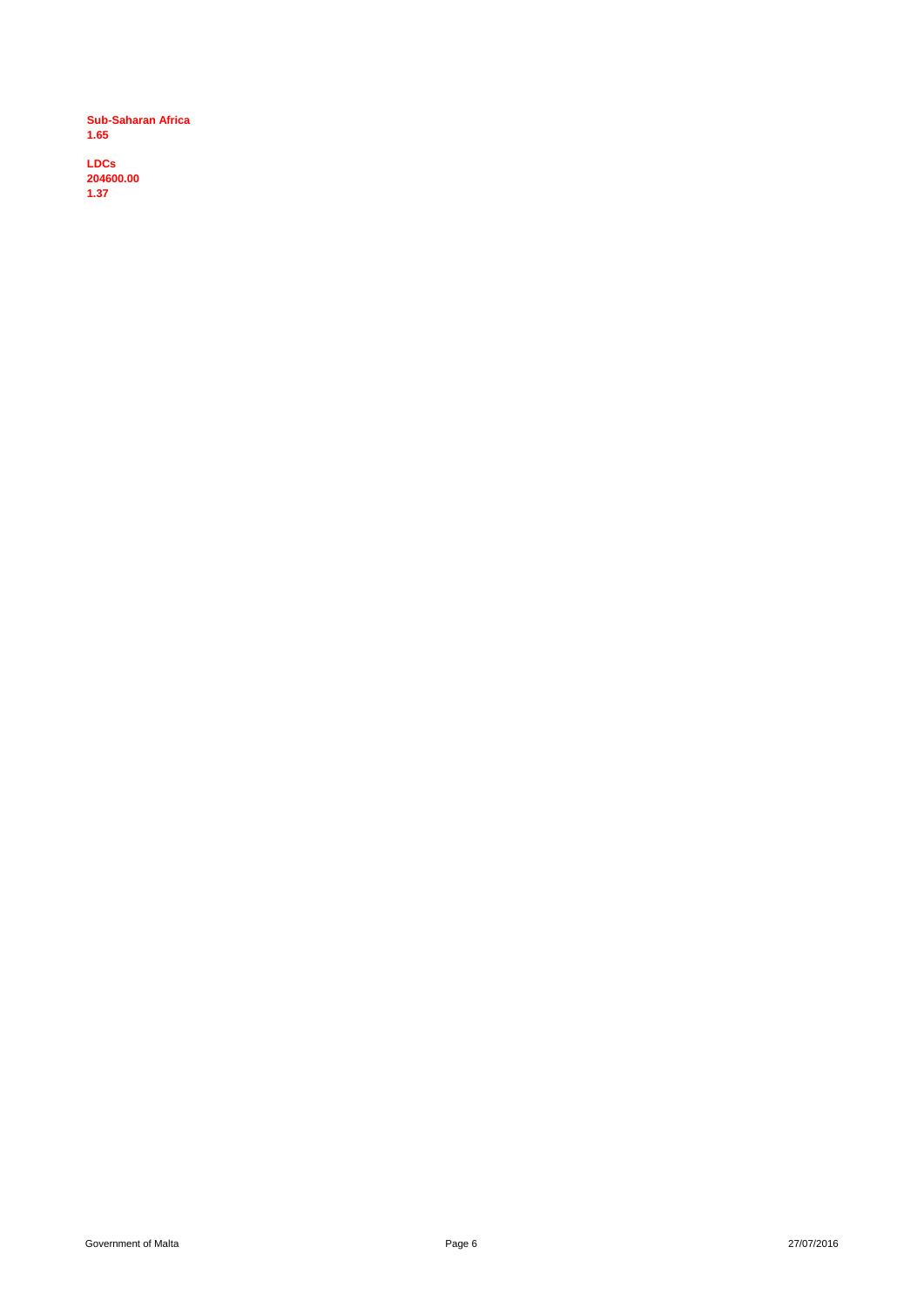**Sub-Saharan Africa**
**1.65**

**LDCs**
**204600.00**
**1.37**